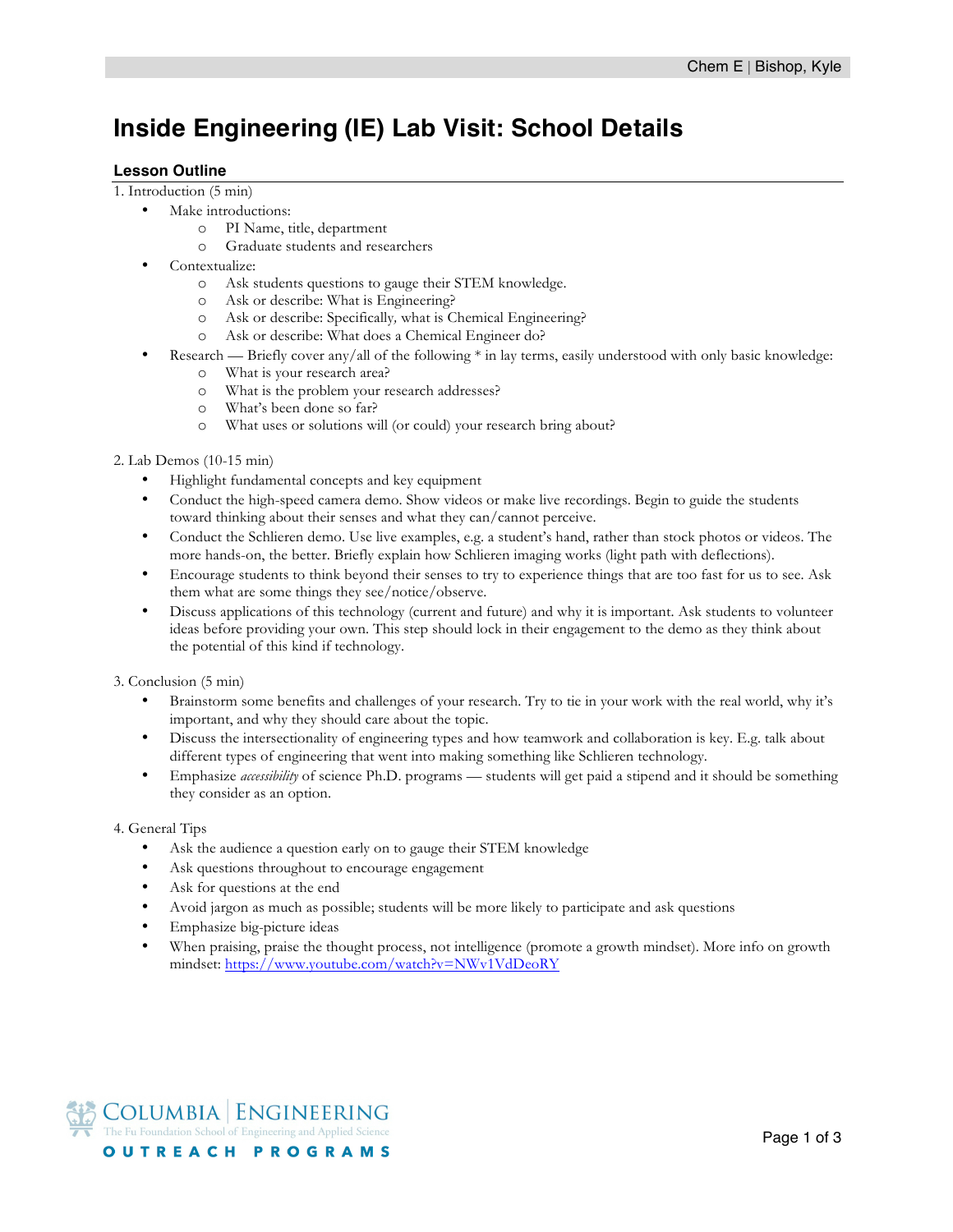# Inside Engineering (IE) Lab Visit: School Details

## Lesson Outline

1. Introduction (5 min)
   - Make introductions:
     - PI Name, title, department
     - Graduate students and researchers
   - Contextualize:
     - Ask students questions to gauge their STEM knowledge.
     - Ask or describe: What is Engineering?
     - Ask or describe: Specifically, what is Chemical Engineering?
     - Ask or describe: What does a Chemical Engineer do?
   - Research — Briefly cover any/all of the following * in lay terms, easily understood with only basic knowledge:
     - What is your research area?
     - What is the problem your research addresses?
     - What's been done so far?
     - What uses or solutions will (or could) your research bring about?

2. Lab Demos (10-15 min)
   - Highlight fundamental concepts and key equipment
   - Conduct the high-speed camera demo. Show videos or make live recordings. Begin to guide the students toward thinking about their senses and what they can/cannot perceive.
   - Conduct the Schlieren demo. Use live examples, e.g. a student's hand, rather than stock photos or videos. The more hands-on, the better. Briefly explain how Schlieren imaging works (light path with deflections).
   - Encourage students to think beyond their senses to try to experience things that are too fast for us to see. Ask them what are some things they see/notice/observe.
   - Discuss applications of this technology (current and future) and why it is important. Ask students to volunteer ideas before providing your own. This step should lock in their engagement to the demo as they think about the potential of this kind if technology.

3. Conclusion (5 min)
   - Brainstorm some benefits and challenges of your research. Try to tie in your work with the real world, why it's important, and why they should care about the topic.
   - Discuss the intersectionality of engineering types and how teamwork and collaboration is key. E.g. talk about different types of engineering that went into making something like Schlieren technology.
   - Emphasize *accessibility* of science Ph.D. programs — students will get paid a stipend and it should be something they consider as an option.

4. General Tips
   - Ask the audience a question early on to gauge their STEM knowledge
   - Ask questions throughout to encourage engagement
   - Ask for questions at the end
   - Avoid jargon as much as possible; students will be more likely to participate and ask questions
   - Emphasize big-picture ideas
   - When praising, praise the thought process, not intelligence (promote a growth mindset). More info on growth mindset: https://www.youtube.com/watch?v=NWv1VdDeoRY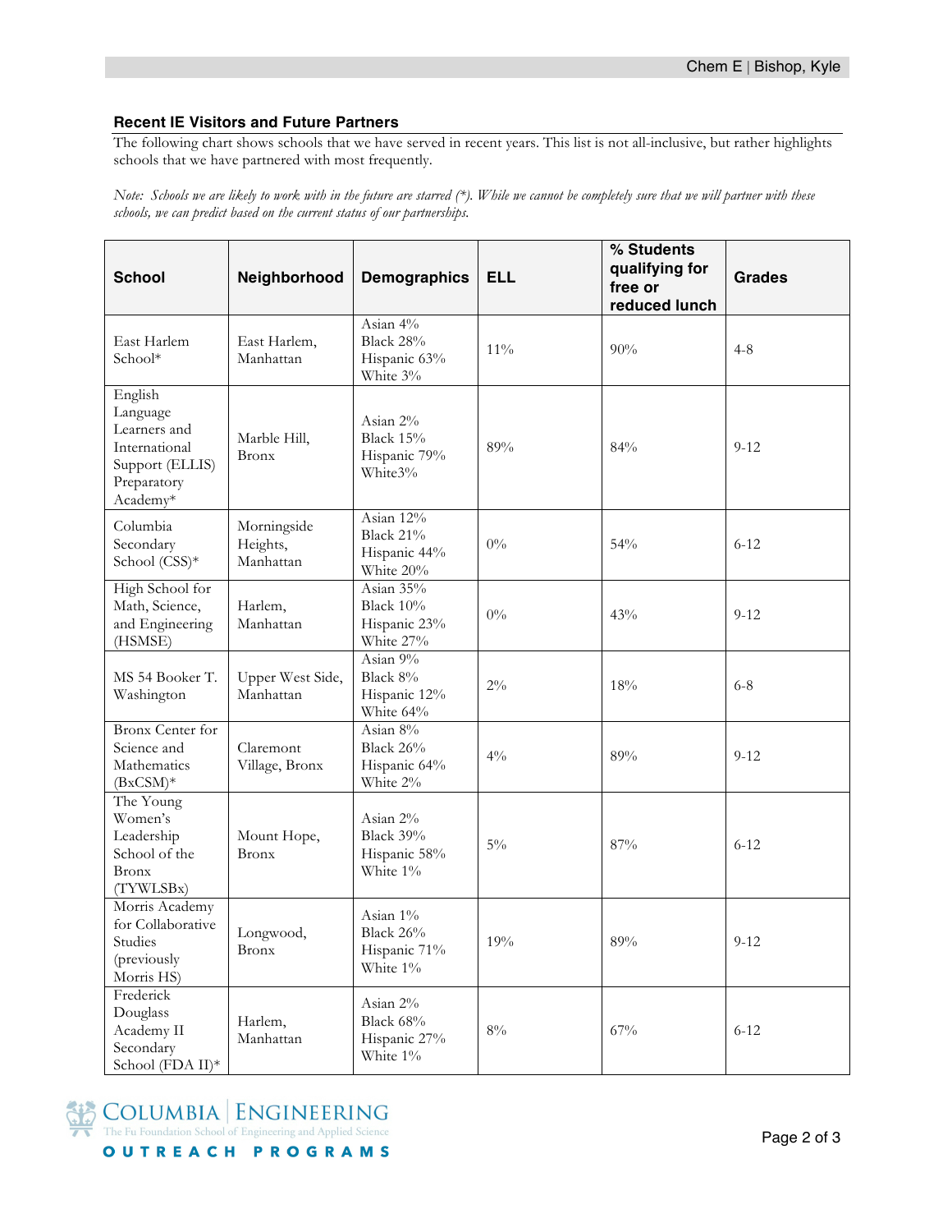### Recent IE Visitors and Future Partners

The following chart shows schools that we have served in recent years. This list is not all-inclusive, but rather highlights schools that we have partnered with most frequently.

*Note: Schools we are likely to work with in the future are starred (*). While we cannot be completely sure that we will partner with these schools, we can predict based on the current status of our partnerships.*

| School | Neighborhood | Demographics | ELL | % Students qualifying for free or reduced lunch | Grades |
|---|---|---|---|---|---|
| East Harlem School* | East Harlem, Manhattan | Asian 4%<br>Black 28%<br>Hispanic 63%<br>White 3% | 11% | 90% | 4-8 |
| English Language Learners and International Support (ELLIS) Preparatory Academy* | Marble Hill, Bronx | Asian 2%<br>Black 15%<br>Hispanic 79%<br>White3% | 89% | 84% | 9-12 |
| Columbia Secondary School (CSS)* | Morningside Heights, Manhattan | Asian 12%<br>Black 21%<br>Hispanic 44%<br>White 20% | 0% | 54% | 6-12 |
| High School for Math, Science, and Engineering (HSMSE) | Harlem, Manhattan | Asian 35%<br>Black 10%<br>Hispanic 23%<br>White 27% | 0% | 43% | 9-12 |
| MS 54 Booker T. Washington | Upper West Side, Manhattan | Asian 9%<br>Black 8%<br>Hispanic 12%<br>White 64% | 2% | 18% | 6-8 |
| Bronx Center for Science and Mathematics (BxCSM)* | Claremont Village, Bronx | Asian 8%<br>Black 26%<br>Hispanic 64%<br>White 2% | 4% | 89% | 9-12 |
| The Young Women's Leadership School of the Bronx (TYWLSBx) | Mount Hope, Bronx | Asian 2%<br>Black 39%<br>Hispanic 58%<br>White 1% | 5% | 87% | 6-12 |
| Morris Academy for Collaborative Studies (previously Morris HS) | Longwood, Bronx | Asian 1%<br>Black 26%<br>Hispanic 71%<br>White 1% | 19% | 89% | 9-12 |
| Frederick Douglass Academy II Secondary School (FDA II)* | Harlem, Manhattan | Asian 2%<br>Black 68%<br>Hispanic 27%<br>White 1% | 8% | 67% | 6-12 |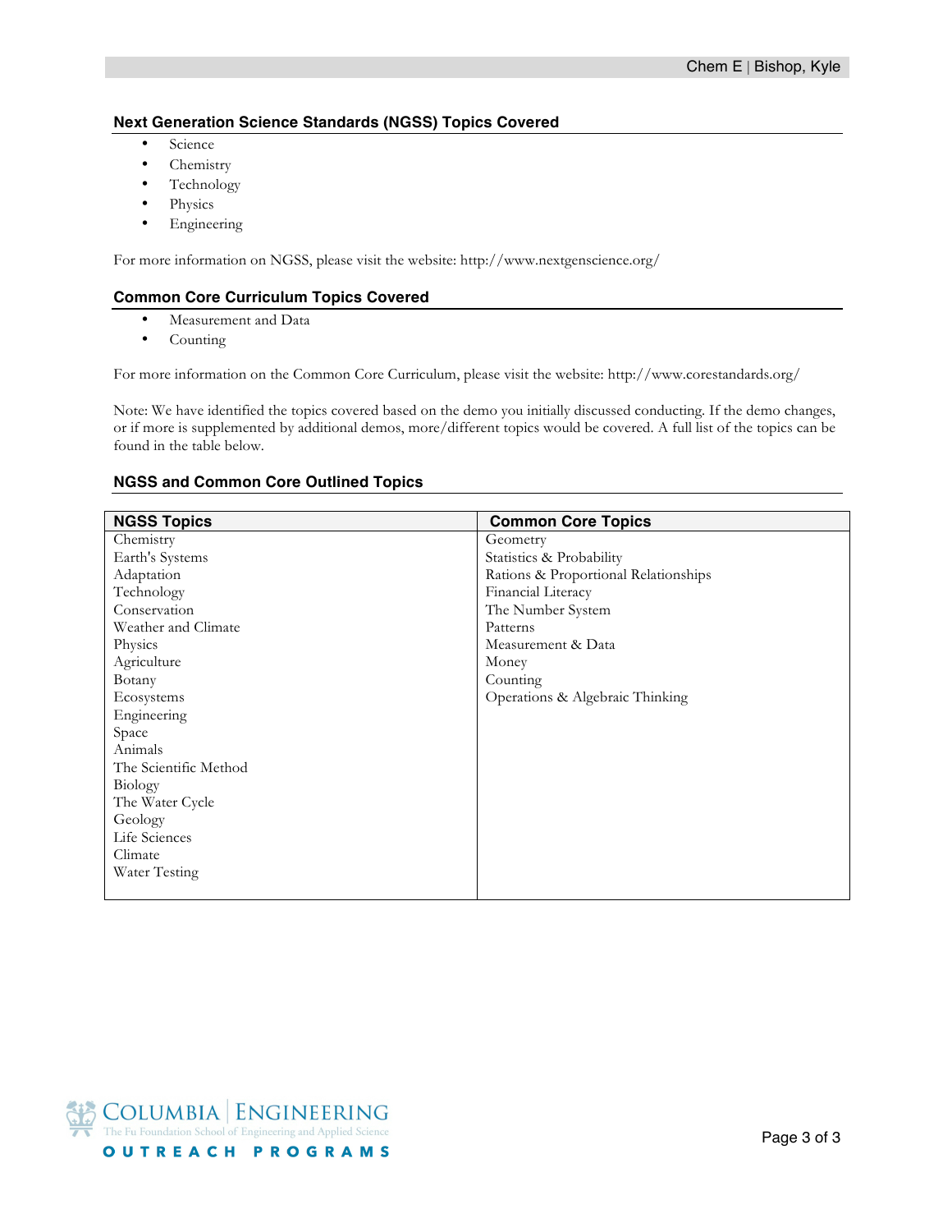### Next Generation Science Standards (NGSS) Topics Covered

- Science
- Chemistry
- Technology
- Physics
- Engineering

For more information on NGSS, please visit the website: http://www.nextgenscience.org/

### Common Core Curriculum Topics Covered

- Measurement and Data
- Counting

For more information on the Common Core Curriculum, please visit the website: http://www.corestandards.org/

Note: We have identified the topics covered based on the demo you initially discussed conducting. If the demo changes, or if more is supplemented by additional demos, more/different topics would be covered. A full list of the topics can be found in the table below.

### NGSS and Common Core Outlined Topics

| NGSS Topics | Common Core Topics |
|---|---|
| Chemistry | Geometry |
| Earth's Systems | Statistics & Probability |
| Adaptation | Rations & Proportional Relationships |
| Technology | Financial Literacy |
| Conservation | The Number System |
| Weather and Climate | Patterns |
| Physics | Measurement & Data |
| Agriculture | Money |
| Botany | Counting |
| Ecosystems | Operations & Algebraic Thinking |
| Engineering | |
| Space | |
| Animals | |
| The Scientific Method | |
| Biology | |
| The Water Cycle | |
| Geology | |
| Life Sciences | |
| Climate | |
| Water Testing | |